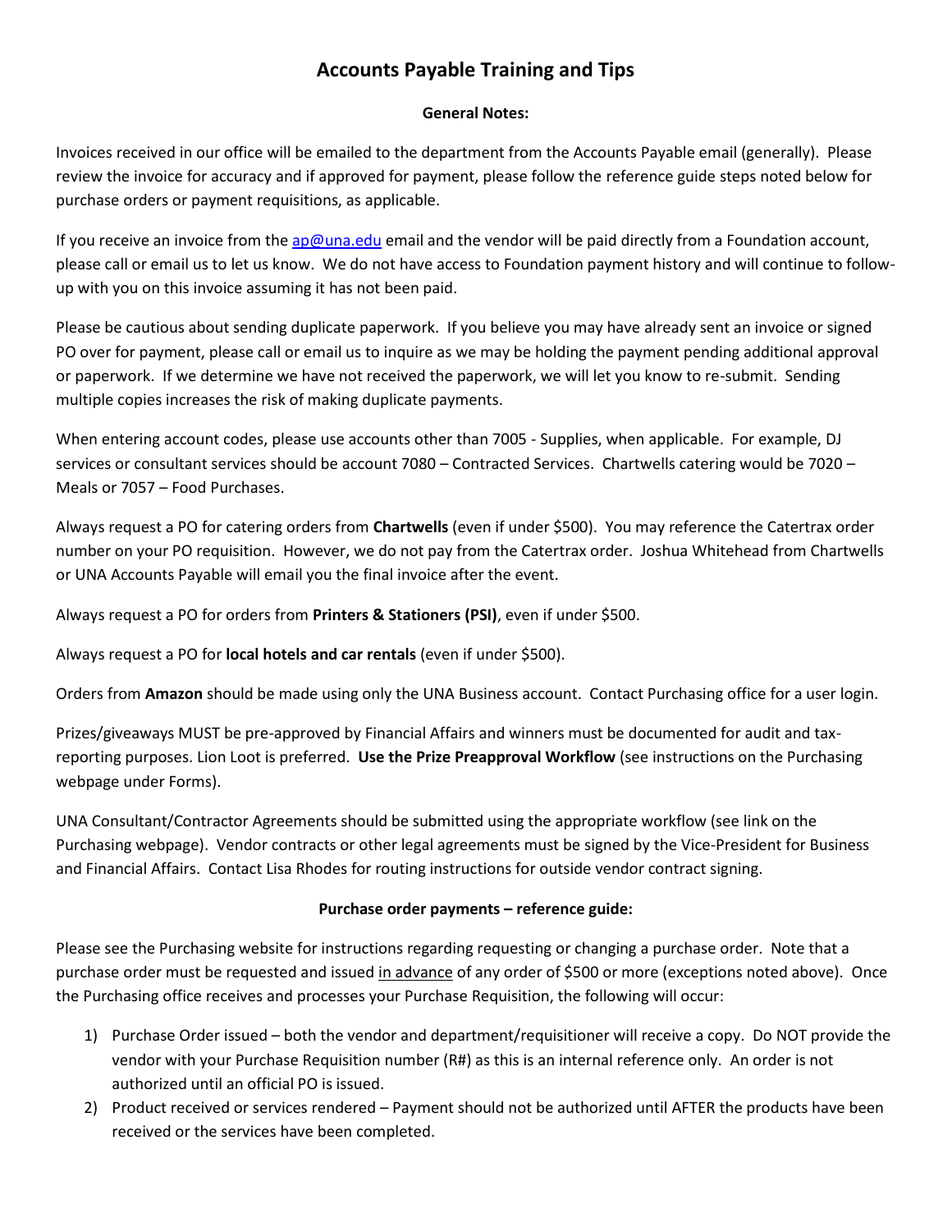# Accounts Payable Training and Tips

### General Notes:

Invoices received in our office will be emailed to the department from the Accounts Payable email (generally). Please review the invoice for accuracy and if approved for payment, please follow the reference guide steps noted below for purchase orders or payment requisitions, as applicable.

If you receive an invoice from the ap@una.edu email and the vendor will be paid directly from a Foundation account, please call or email us to let us know. We do not have access to Foundation payment history and will continue to follow-up with you on this invoice assuming it has not been paid.

Please be cautious about sending duplicate paperwork. If you believe you may have already sent an invoice or signed PO over for payment, please call or email us to inquire as we may be holding the payment pending additional approval or paperwork. If we determine we have not received the paperwork, we will let you know to re-submit. Sending multiple copies increases the risk of making duplicate payments.

When entering account codes, please use accounts other than 7005 - Supplies, when applicable. For example, DJ services or consultant services should be account 7080 – Contracted Services. Chartwells catering would be 7020 – Meals or 7057 – Food Purchases.

Always request a PO for catering orders from **Chartwells** (even if under $500). You may reference the Catertrax order number on your PO requisition. However, we do not pay from the Catertrax order. Joshua Whitehead from Chartwells or UNA Accounts Payable will email you the final invoice after the event.

Always request a PO for orders from **Printers & Stationers (PSI)**, even if under $500.

Always request a PO for **local hotels and car rentals** (even if under $500).

Orders from **Amazon** should be made using only the UNA Business account. Contact Purchasing office for a user login.

Prizes/giveaways MUST be pre-approved by Financial Affairs and winners must be documented for audit and tax-reporting purposes. Lion Loot is preferred. **Use the Prize Preapproval Workflow** (see instructions on the Purchasing webpage under Forms).

UNA Consultant/Contractor Agreements should be submitted using the appropriate workflow (see link on the Purchasing webpage). Vendor contracts or other legal agreements must be signed by the Vice-President for Business and Financial Affairs. Contact Lisa Rhodes for routing instructions for outside vendor contract signing.

### Purchase order payments – reference guide:

Please see the Purchasing website for instructions regarding requesting or changing a purchase order. Note that a purchase order must be requested and issued in advance of any order of $500 or more (exceptions noted above). Once the Purchasing office receives and processes your Purchase Requisition, the following will occur:

1) Purchase Order issued – both the vendor and department/requisitioner will receive a copy. Do NOT provide the vendor with your Purchase Requisition number (R#) as this is an internal reference only. An order is not authorized until an official PO is issued.
2) Product received or services rendered – Payment should not be authorized until AFTER the products have been received or the services have been completed.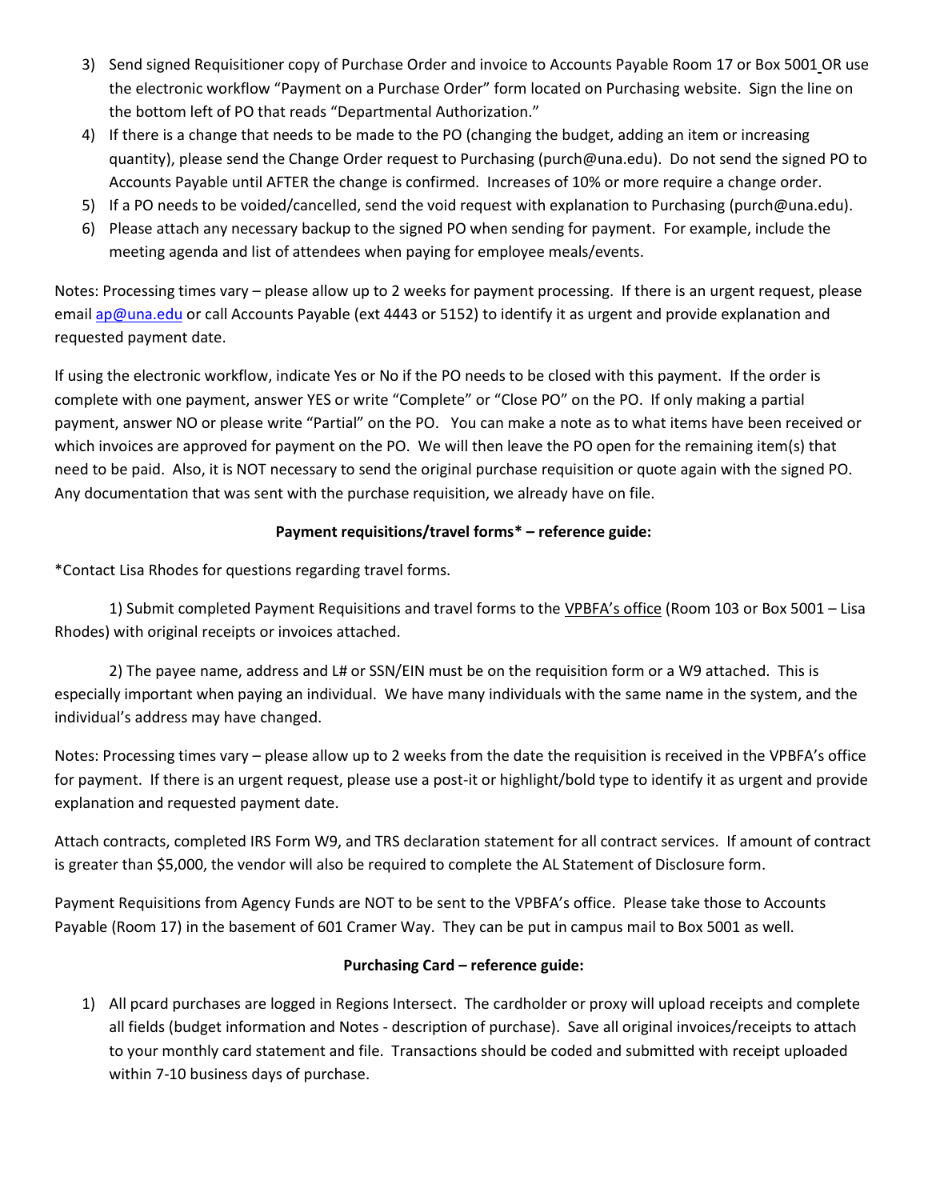3) Send signed Requisitioner copy of Purchase Order and invoice to Accounts Payable Room 17 or Box 5001 OR use the electronic workflow "Payment on a Purchase Order" form located on Purchasing website. Sign the line on the bottom left of PO that reads "Departmental Authorization."
4) If there is a change that needs to be made to the PO (changing the budget, adding an item or increasing quantity), please send the Change Order request to Purchasing (purch@una.edu). Do not send the signed PO to Accounts Payable until AFTER the change is confirmed. Increases of 10% or more require a change order.
5) If a PO needs to be voided/cancelled, send the void request with explanation to Purchasing (purch@una.edu).
6) Please attach any necessary backup to the signed PO when sending for payment. For example, include the meeting agenda and list of attendees when paying for employee meals/events.

Notes: Processing times vary – please allow up to 2 weeks for payment processing. If there is an urgent request, please email ap@una.edu or call Accounts Payable (ext 4443 or 5152) to identify it as urgent and provide explanation and requested payment date.

If using the electronic workflow, indicate Yes or No if the PO needs to be closed with this payment. If the order is complete with one payment, answer YES or write "Complete" or "Close PO" on the PO. If only making a partial payment, answer NO or please write "Partial" on the PO. You can make a note as to what items have been received or which invoices are approved for payment on the PO. We will then leave the PO open for the remaining item(s) that need to be paid. Also, it is NOT necessary to send the original purchase requisition or quote again with the signed PO. Any documentation that was sent with the purchase requisition, we already have on file.

**Payment requisitions/travel forms* – reference guide:**

*Contact Lisa Rhodes for questions regarding travel forms.

1) Submit completed Payment Requisitions and travel forms to the VPBFA's office (Room 103 or Box 5001 – Lisa Rhodes) with original receipts or invoices attached.

2) The payee name, address and L# or SSN/EIN must be on the requisition form or a W9 attached. This is especially important when paying an individual. We have many individuals with the same name in the system, and the individual's address may have changed.

Notes: Processing times vary – please allow up to 2 weeks from the date the requisition is received in the VPBFA's office for payment. If there is an urgent request, please use a post-it or highlight/bold type to identify it as urgent and provide explanation and requested payment date.

Attach contracts, completed IRS Form W9, and TRS declaration statement for all contract services. If amount of contract is greater than $5,000, the vendor will also be required to complete the AL Statement of Disclosure form.

Payment Requisitions from Agency Funds are NOT to be sent to the VPBFA's office. Please take those to Accounts Payable (Room 17) in the basement of 601 Cramer Way. They can be put in campus mail to Box 5001 as well.

**Purchasing Card – reference guide:**

1) All pcard purchases are logged in Regions Intersect. The cardholder or proxy will upload receipts and complete all fields (budget information and Notes - description of purchase). Save all original invoices/receipts to attach to your monthly card statement and file. Transactions should be coded and submitted with receipt uploaded within 7-10 business days of purchase.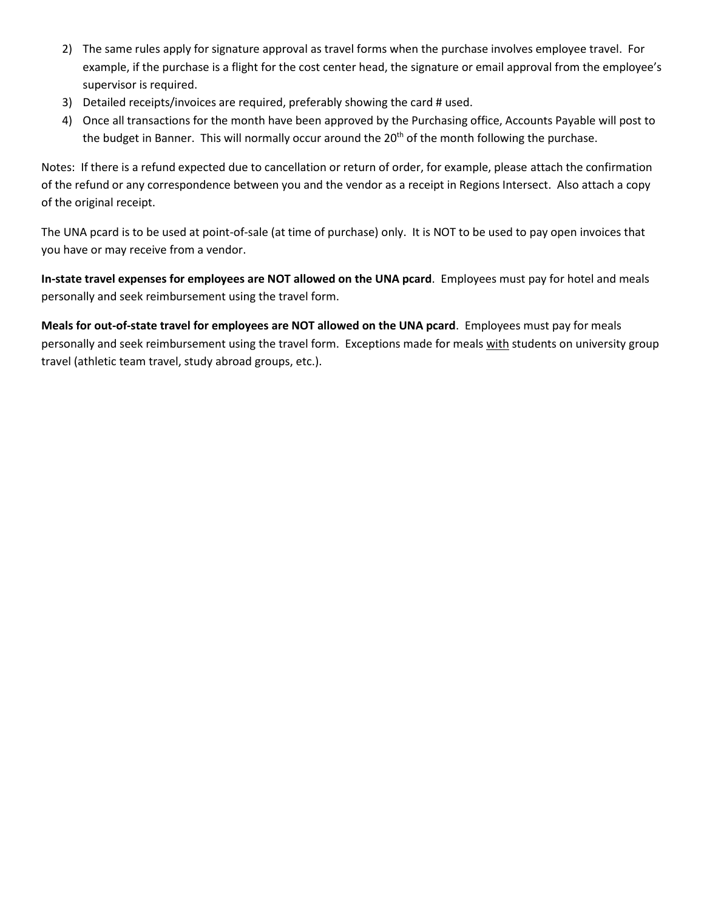2) The same rules apply for signature approval as travel forms when the purchase involves employee travel. For example, if the purchase is a flight for the cost center head, the signature or email approval from the employee's supervisor is required.
3) Detailed receipts/invoices are required, preferably showing the card # used.
4) Once all transactions for the month have been approved by the Purchasing office, Accounts Payable will post to the budget in Banner. This will normally occur around the 20th of the month following the purchase.

Notes: If there is a refund expected due to cancellation or return of order, for example, please attach the confirmation of the refund or any correspondence between you and the vendor as a receipt in Regions Intersect. Also attach a copy of the original receipt.

The UNA pcard is to be used at point-of-sale (at time of purchase) only. It is NOT to be used to pay open invoices that you have or may receive from a vendor.

**In-state travel expenses for employees are NOT allowed on the UNA pcard**. Employees must pay for hotel and meals personally and seek reimbursement using the travel form.

**Meals for out-of-state travel for employees are NOT allowed on the UNA pcard**. Employees must pay for meals personally and seek reimbursement using the travel form. Exceptions made for meals <u>with</u> students on university group travel (athletic team travel, study abroad groups, etc.).